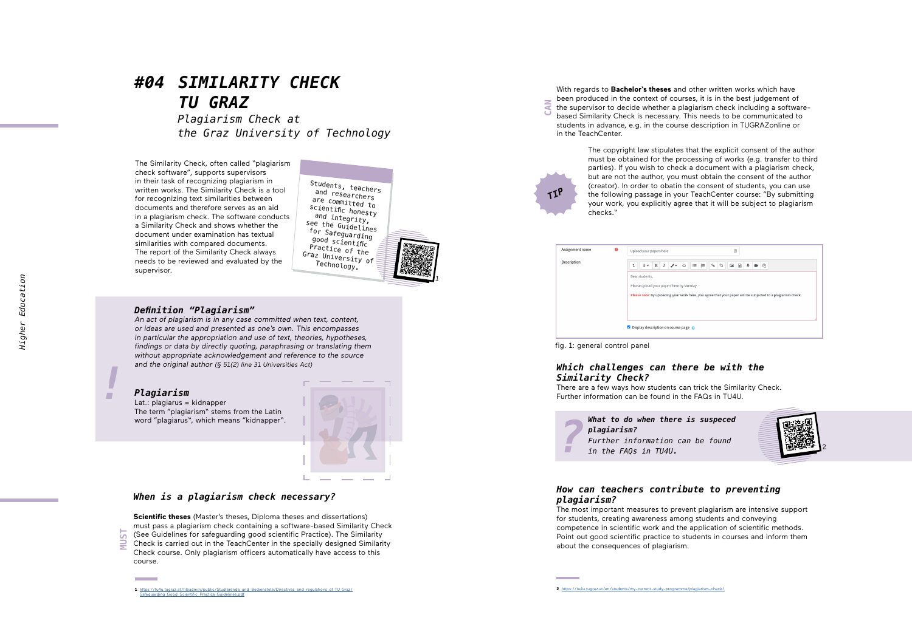# #04 SIMILARITY CHECK TU GRAZ

*Plagiarism Check at the Graz University of Technology*

The Similarity Check, often called "plagiarism check software", supports supervisors in their task of recognizing plagiarism in written works. The Similarity Check is a tool for recognizing text similarities between documents and therefore serves as an aid in a plagiarism check. The software conducts a Similarity Check and shows whether the document under examination has textual similarities with compared documents. The report of the Similarity Check always needs to be reviewed and evaluated by the supervisor.

Students, teachers and researchers are committed to scientific honesty and integrity, see the Guidelines for Safeguarding good scientific Practice of the Graz University of Technology.[1]

## *Definition "Plagiarism"*

*An act of plagiarism is in any case committed when text, content, or ideas are used and presented as one's own. This encompasses in particular the appropriation and use of text, theories, hypotheses, findings or data by directly quoting, paraphrasing or translating them without appropriate acknowledgement and reference to the source and the original author (§ 51(2) line 31 Universities Act)*

### *Plagiarism*

Lat.: plagiarus = kidnapper
The term "plagiarism" stems from the Latin word "plagiarus", which means "kidnapper".

## *When is a plagiarism check necessary?*

**MUST**

**Scientific theses** (Master's theses, Diploma theses and dissertations) must pass a plagiarism check containing a software-based Similarity Check (See Guidelines for safeguarding good scientific Practice). The Similarity Check is carried out in the TeachCenter in the specially designed Similarity Check course. Only plagiarism officers automatically have access to this course.

**CAN**

With regards to **Bachelor's theses** and other written works which have been produced in the context of courses, it is in the best judgement of the supervisor to decide whether a plagiarism check including a software-based Similarity Check is necessary. This needs to be communicated to students in advance, e.g. in the course description in TUGRAZonline or in the TeachCenter.

**TIP**

The copyright law stipulates that the explicit consent of the author must be obtained for the processing of works (e.g. transfer to third parties). If you wish to check a document with a plagiarism check, but are not the author, you must obtain the consent of the author (creator). In order to obatin the consent of students, you can use the following passage in your TeachCenter course: "By submitting your work, you explicitly agree that it will be subject to plagiarism checks."

| Assignment name | Upload your papers here |
|---|---|
| Description | Dear students,<br>Please upload your papers here by Monday.<br>Please note: By uploading your work here, you agree that your paper will be subjected to a plagiarism check. |
| | Display description on course page |

fig. 1: general control panel

## *Which challenges can there be with the Similarity Check?*

There are a few ways how students can trick the Similarity Check. Further information can be found in the FAQs in TU4U.

***What to do when there is suspeced plagiarism?***
*Further information can be found in the FAQs in TU4U.*[2]

## *How can teachers contribute to preventing plagiarism?*

The most important measures to prevent plagiarism are intensive support for students, creating awareness among students and conveying competence in scientific work and the application of scientific methods. Point out good scientific practice to students in courses and inform them about the consequences of plagiarism.

---

1 https://tu4u.tugraz.at/fileadmin/public/Studierende_und_Bedienstete/Directives_and_regulations_of_TU_Graz/Safeguarding_Good_Scientific_Practice_Guidelines.pdf

2 https://tu4u.tugraz.at/en/students/my-current-study-programme/plagiarism-check/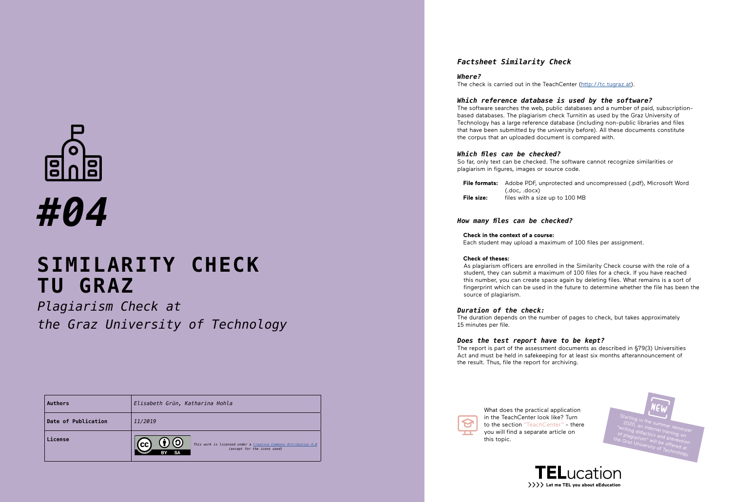#04

# SIMILARITY CHECK TU GRAZ

*Plagiarism Check at the Graz University of Technology*

| | |
|---|---|
| **Authors** | *Elisabeth Grün, Katharina Hohla* |
| **Date of Publication** | *11/2019* |
| **License** | *This work is licensed under a Creative Commons Attribution 4.0 (except for the icons used)* |

## *Factsheet Similarity Check*

### *Where?*

The check is carried out in the TeachCenter (http://tc.tugraz.at).

### *Which reference database is used by the software?*

The software searches the web, public databases and a number of paid, subscription-based databases. The plagiarism check Turnitin as used by the Graz University of Technology has a large reference database (including non-public libraries and files that have been submitted by the university before). All these documents constitute the corpus that an uploaded document is compared with.

### *Which files can be checked?*

So far, only text can be checked. The software cannot recognize similarities or plagiarism in figures, images or source code.

| | |
|---|---|
| **File formats:** | Adobe PDF, unprotected and uncompressed (.pdf), Microsoft Word (.doc, .docx) |
| **File size:** | files with a size up to 100 MB |

### *How many files can be checked?*

**Check in the context of a course:**
Each student may upload a maximum of 100 files per assignment.

**Check of theses:**
As plagiarism officers are enrolled in the Similarity Check course with the role of a student, they can submit a maximum of 100 files for a check. If you have reached this number, you can create space again by deleting files. What remains is a sort of fingerprint which can be used in the future to determine whether the file has been the source of plagiarism.

### *Duration of the check:*

The duration depends on the number of pages to check, but takes approximately 15 minutes per file.

### *Does the test report have to be kept?*

The report is part of the assessment documents as described in §79(3) Universities Act and must be held in safekeeping for at least six months afterannouncement of the result. Thus, file the report for archiving.

What does the practical application in the TeachCenter look like? Turn to the section "TeachCenter" - there you will find a separate article on this topic.

NEW
Starting in the summer semester 2020, an internal training on "writing didactics and prevention of plagiarism" will be offered at the Graz University of Technology

TELucation
›››› Let me TEL you about eEducation